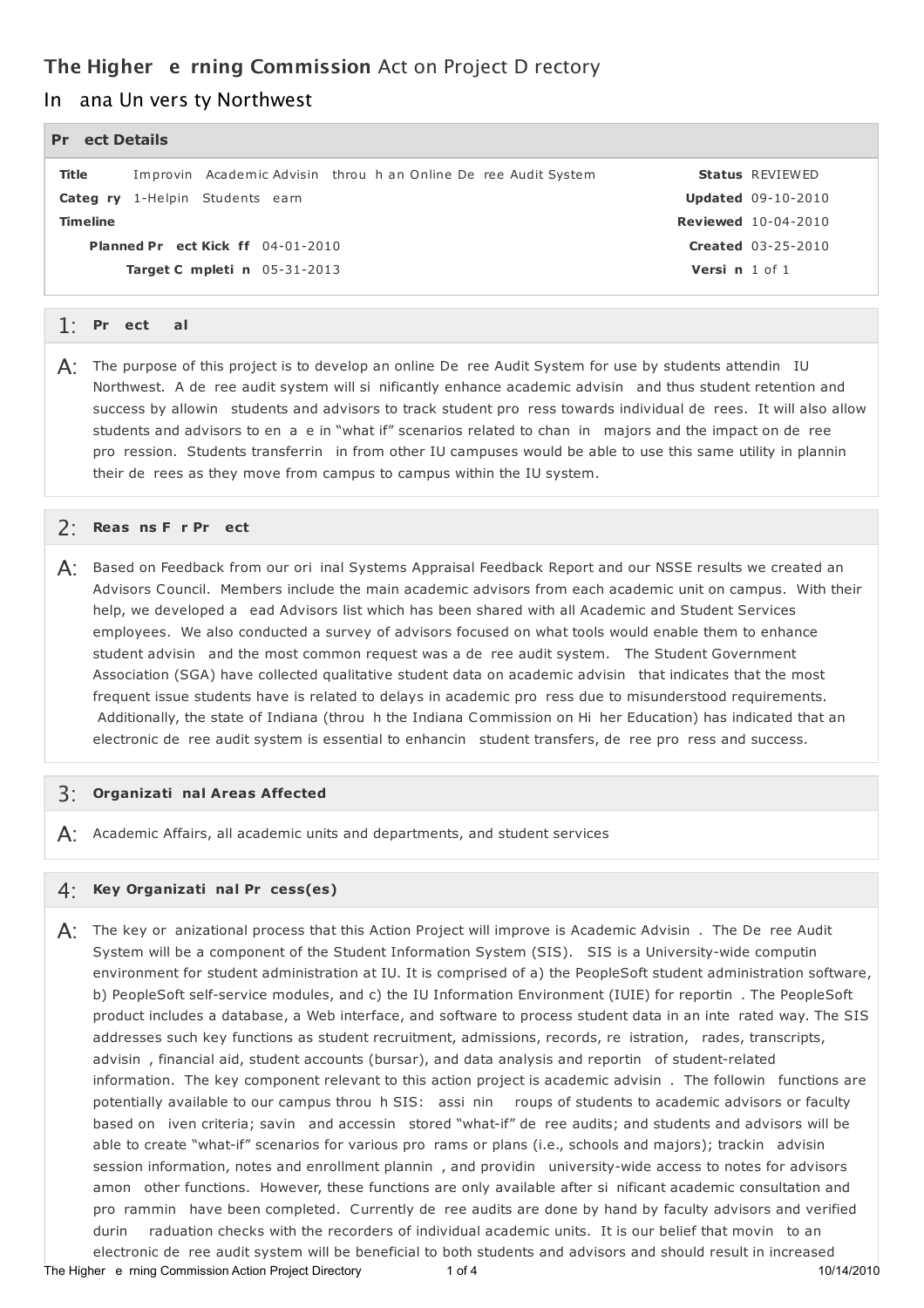# The Higher e rning Commission Act on Project D rectory

## In ana Un vers ty Northwest

### Pr ect Details

| | | | |
|---|---|---|---|
| **Title** | Improvin Academic Advisin throu h an Online De ree Audit System | **Status** | REVIEWED |
| **Categ ry** | 1-Helpin Students earn | **Updated** | 09-10-2010 |
| **Timeline** | | **Reviewed** | 10-04-2010 |
| **Planned Pr ect Kick ff** | 04-01-2010 | **Created** | 03-25-2010 |
| **Target C mpleti n** | 05-31-2013 | **Versi n** | 1 of 1 |

### 1: Pr ect al

A: The purpose of this project is to develop an online De ree Audit System for use by students attendin IU Northwest. A de ree audit system will si nificantly enhance academic advisin and thus student retention and success by allowin students and advisors to track student pro ress towards individual de rees. It will also allow students and advisors to en a e in "what if" scenarios related to chan in majors and the impact on de ree pro ression. Students transferrin in from other IU campuses would be able to use this same utility in plannin their de rees as they move from campus to campus within the IU system.

### 2: Reas ns F r Pr ect

A: Based on Feedback from our ori inal Systems Appraisal Feedback Report and our NSSE results we created an Advisors Council. Members include the main academic advisors from each academic unit on campus. With their help, we developed a ead Advisors list which has been shared with all Academic and Student Services employees. We also conducted a survey of advisors focused on what tools would enable them to enhance student advisin and the most common request was a de ree audit system. The Student Government Association (SGA) have collected qualitative student data on academic advisin that indicates that the most frequent issue students have is related to delays in academic pro ress due to misunderstood requirements. Additionally, the state of Indiana (throu h the Indiana Commission on Hi her Education) has indicated that an electronic de ree audit system is essential to enhancin student transfers, de ree pro ress and success.

### 3: Organizati nal Areas Affected

A: Academic Affairs, all academic units and departments, and student services

### 4: Key Organizati nal Pr cess(es)

A: The key or anizational process that this Action Project will improve is Academic Advisin . The De ree Audit System will be a component of the Student Information System (SIS). SIS is a University-wide computin environment for student administration at IU. It is comprised of a) the PeopleSoft student administration software, b) PeopleSoft self-service modules, and c) the IU Information Environment (IUIE) for reportin . The PeopleSoft product includes a database, a Web interface, and software to process student data in an inte rated way. The SIS addresses such key functions as student recruitment, admissions, records, re istration, rades, transcripts, advisin , financial aid, student accounts (bursar), and data analysis and reportin of student-related information. The key component relevant to this action project is academic advisin . The followin functions are potentially available to our campus throu h SIS: assi nin roups of students to academic advisors or faculty based on iven criteria; savin and accessin stored "what-if" de ree audits; and students and advisors will be able to create "what-if" scenarios for various pro rams or plans (i.e., schools and majors); trackin advisin session information, notes and enrollment plannin , and providin university-wide access to notes for advisors amon other functions. However, these functions are only available after si nificant academic consultation and pro rammin have been completed. Currently de ree audits are done by hand by faculty advisors and verified durin raduation checks with the recorders of individual academic units. It is our belief that movin to an electronic de ree audit system will be beneficial to both students and advisors and should result in increased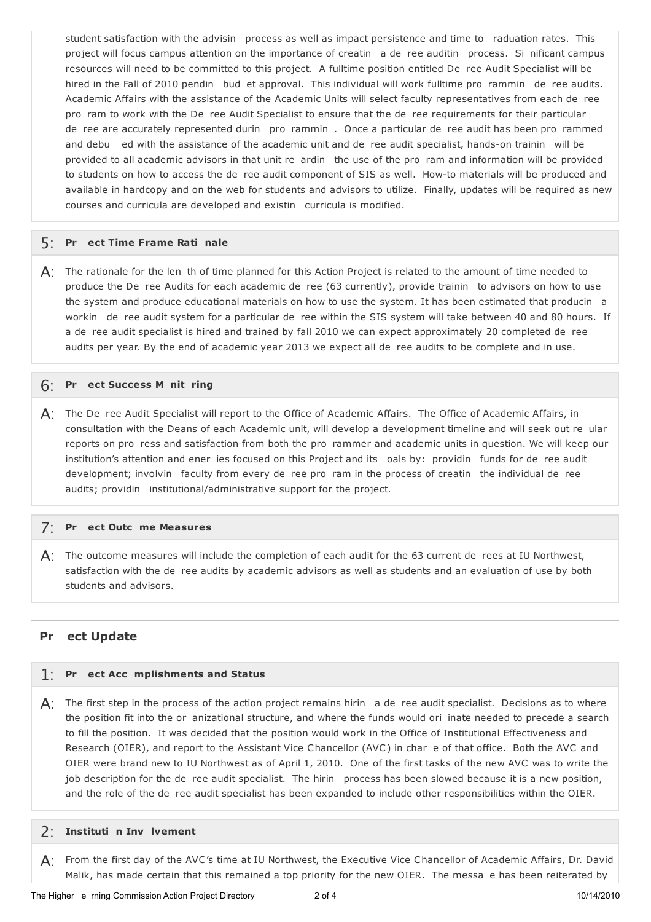student satisfaction with the advisin process as well as impact persistence and time to raduation rates. This project will focus campus attention on the importance of creatin a de ree auditin process. Si nificant campus resources will need to be committed to this project. A fulltime position entitled De ree Audit Specialist will be hired in the Fall of 2010 pendin bud et approval. This individual will work fulltime pro rammin de ree audits. Academic Affairs with the assistance of the Academic Units will select faculty representatives from each de ree pro ram to work with the De ree Audit Specialist to ensure that the de ree requirements for their particular de ree are accurately represented durin pro rammin . Once a particular de ree audit has been pro rammed and debu ed with the assistance of the academic unit and de ree audit specialist, hands-on trainin will be provided to all academic advisors in that unit re ardin the use of the pro ram and information will be provided to students on how to access the de ree audit component of SIS as well. How-to materials will be produced and available in hardcopy and on the web for students and advisors to utilize. Finally, updates will be required as new courses and curricula are developed and existin curricula is modified.

### 5: Pr ect Time Frame Rati nale

A: The rationale for the len th of time planned for this Action Project is related to the amount of time needed to produce the De ree Audits for each academic de ree (63 currently), provide trainin to advisors on how to use the system and produce educational materials on how to use the system. It has been estimated that producin a workin de ree audit system for a particular de ree within the SIS system will take between 40 and 80 hours. If a de ree audit specialist is hired and trained by fall 2010 we can expect approximately 20 completed de ree audits per year. By the end of academic year 2013 we expect all de ree audits to be complete and in use.

### 6: Pr ect Success M nit ring

A: The De ree Audit Specialist will report to the Office of Academic Affairs. The Office of Academic Affairs, in consultation with the Deans of each Academic unit, will develop a development timeline and will seek out re ular reports on pro ress and satisfaction from both the pro rammer and academic units in question. We will keep our institution's attention and ener ies focused on this Project and its oals by: providin funds for de ree audit development; involvin faculty from every de ree pro ram in the process of creatin the individual de ree audits; providin institutional/administrative support for the project.

### 7: Pr ect Outc me Measures

A: The outcome measures will include the completion of each audit for the 63 current de rees at IU Northwest, satisfaction with the de ree audits by academic advisors as well as students and an evaluation of use by both students and advisors.

## Pr ect Update

### 1: Pr ect Acc mplishments and Status

A: The first step in the process of the action project remains hirin a de ree audit specialist. Decisions as to where the position fit into the or anizational structure, and where the funds would ori inate needed to precede a search to fill the position. It was decided that the position would work in the Office of Institutional Effectiveness and Research (OIER), and report to the Assistant Vice Chancellor (AVC) in char e of that office. Both the AVC and OIER were brand new to IU Northwest as of April 1, 2010. One of the first tasks of the new AVC was to write the job description for the de ree audit specialist. The hirin process has been slowed because it is a new position, and the role of the de ree audit specialist has been expanded to include other responsibilities within the OIER.

### 2: Instituti n Inv lvement

A: From the first day of the AVC's time at IU Northwest, the Executive Vice Chancellor of Academic Affairs, Dr. David Malik, has made certain that this remained a top priority for the new OIER. The messa e has been reiterated by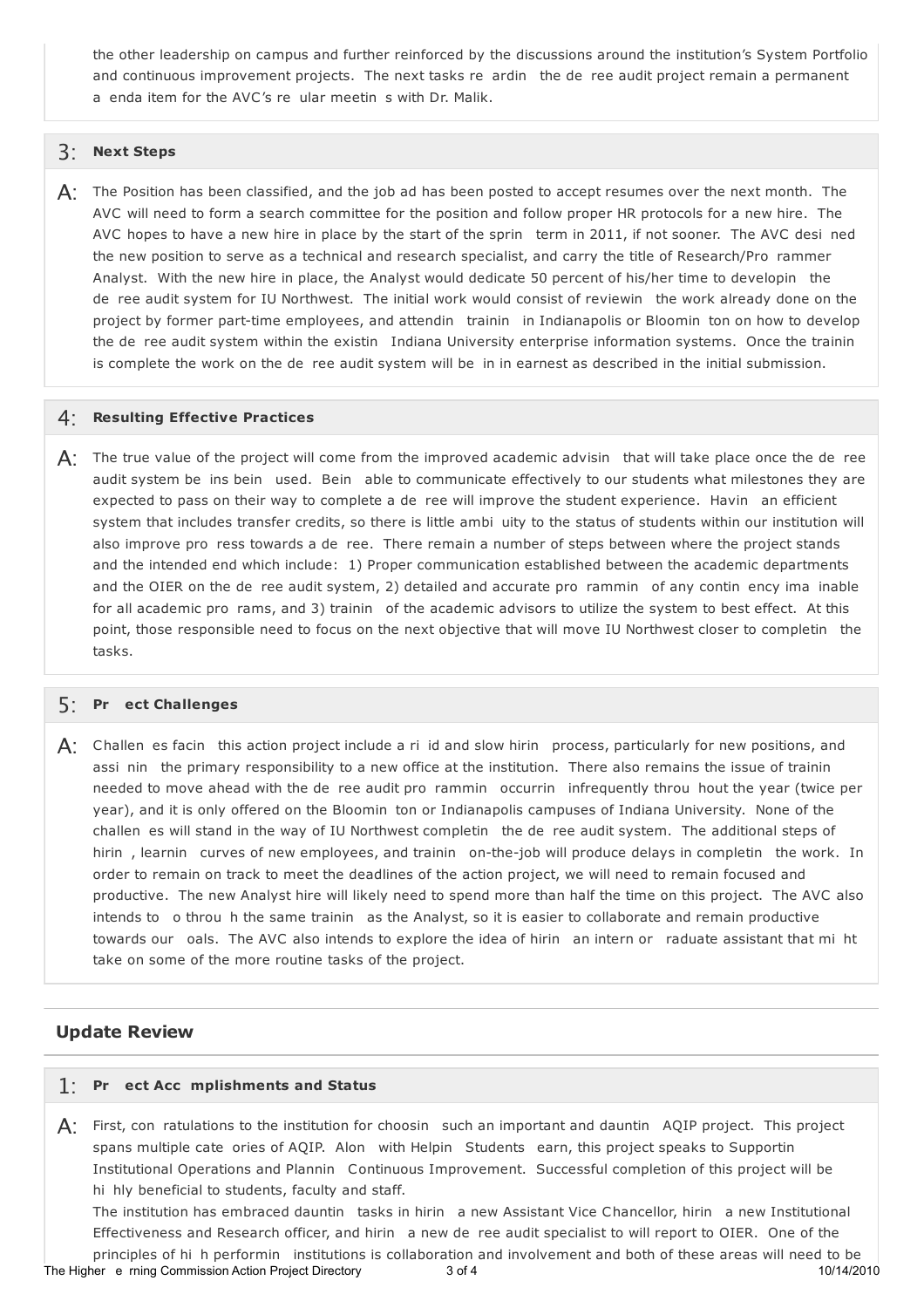the other leadership on campus and further reinforced by the discussions around the institution's System Portfolio and continuous improvement projects. The next tasks re ardin the de ree audit project remain a permanent a enda item for the AVC's re ular meetin s with Dr. Malik.

## 3: Next Steps

A: The Position has been classified, and the job ad has been posted to accept resumes over the next month. The AVC will need to form a search committee for the position and follow proper HR protocols for a new hire. The AVC hopes to have a new hire in place by the start of the sprin term in 2011, if not sooner. The AVC desi ned the new position to serve as a technical and research specialist, and carry the title of Research/Pro rammer Analyst. With the new hire in place, the Analyst would dedicate 50 percent of his/her time to developin the de ree audit system for IU Northwest. The initial work would consist of reviewin the work already done on the project by former part-time employees, and attendin trainin in Indianapolis or Bloomin ton on how to develop the de ree audit system within the existin Indiana University enterprise information systems. Once the trainin is complete the work on the de ree audit system will be in in earnest as described in the initial submission.

## 4: Resulting Effective Practices

A: The true value of the project will come from the improved academic advisin that will take place once the de ree audit system be ins bein used. Bein able to communicate effectively to our students what milestones they are expected to pass on their way to complete a de ree will improve the student experience. Havin an efficient system that includes transfer credits, so there is little ambi uity to the status of students within our institution will also improve pro ress towards a de ree. There remain a number of steps between where the project stands and the intended end which include: 1) Proper communication established between the academic departments and the OIER on the de ree audit system, 2) detailed and accurate pro rammin of any contin ency ima inable for all academic pro rams, and 3) trainin of the academic advisors to utilize the system to best effect. At this point, those responsible need to focus on the next objective that will move IU Northwest closer to completin the tasks.

## 5: Pr ect Challenges

A: Challen es facin this action project include a ri id and slow hirin process, particularly for new positions, and assi nin the primary responsibility to a new office at the institution. There also remains the issue of trainin needed to move ahead with the de ree audit pro rammin occurrin infrequently throu hout the year (twice per year), and it is only offered on the Bloomin ton or Indianapolis campuses of Indiana University. None of the challen es will stand in the way of IU Northwest completin the de ree audit system. The additional steps of hirin , learnin curves of new employees, and trainin on-the-job will produce delays in completin the work. In order to remain on track to meet the deadlines of the action project, we will need to remain focused and productive. The new Analyst hire will likely need to spend more than half the time on this project. The AVC also intends to o throu h the same trainin as the Analyst, so it is easier to collaborate and remain productive towards our oals. The AVC also intends to explore the idea of hirin an intern or raduate assistant that mi ht take on some of the more routine tasks of the project.

# Update Review

## 1: Pr ect Acc mplishments and Status

A: First, con ratulations to the institution for choosin such an important and dauntin AQIP project. This project spans multiple cate ories of AQIP. Alon with Helpin Students earn, this project speaks to Supportin Institutional Operations and Plannin Continuous Improvement. Successful completion of this project will be hi hly beneficial to students, faculty and staff.

The institution has embraced dauntin tasks in hirin a new Assistant Vice Chancellor, hirin a new Institutional Effectiveness and Research officer, and hirin a new de ree audit specialist to will report to OIER. One of the principles of hi h performin institutions is collaboration and involvement and both of these areas will need to be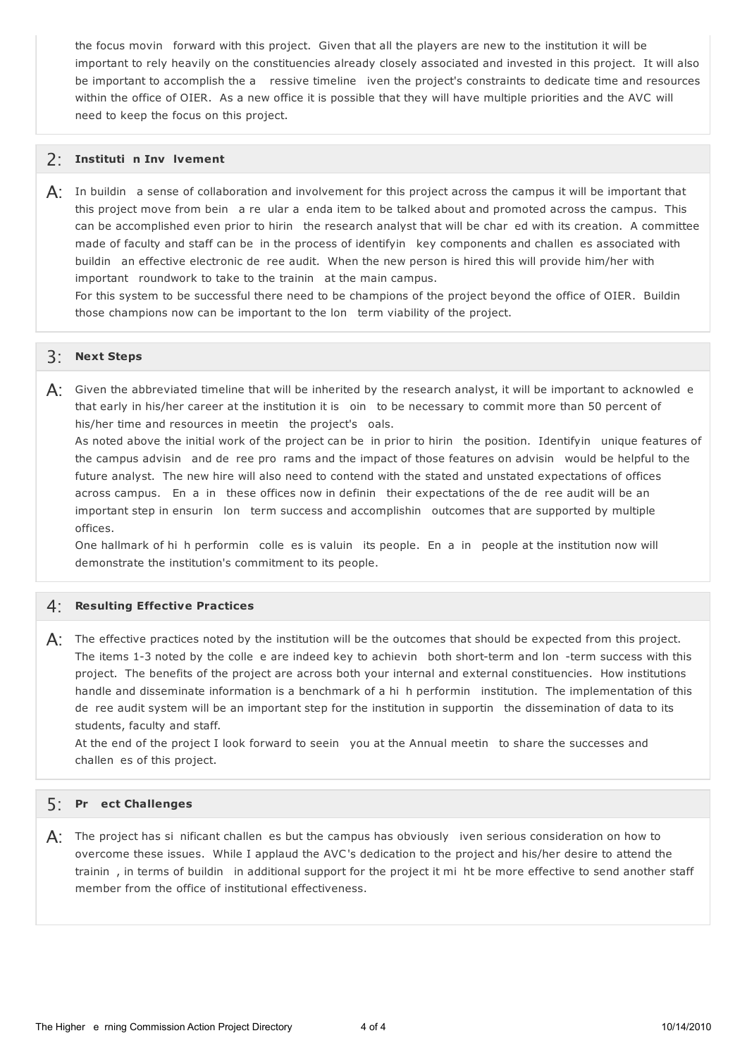the focus moving forward with this project. Given that all the players are new to the institution it will be important to rely heavily on the constituencies already closely associated and invested in this project. It will also be important to accomplish the aggressive timeline given the project's constraints to dedicate time and resources within the office of OIER. As a new office it is possible that they will have multiple priorities and the AVC will need to keep the focus on this project.

## 2: Institution Involvement

**A:** In building a sense of collaboration and involvement for this project across the campus it will be important that this project move from being a regular agenda item to be talked about and promoted across the campus. This can be accomplished even prior to hiring the research analyst that will be charged with its creation. A committee made of faculty and staff can begin the process of identifying key components and challenges associated with building an effective electronic degree audit. When the new person is hired this will provide him/her with important groundwork to take to the training at the main campus.

For this system to be successful there need to be champions of the project beyond the office of OIER. Building those champions now can be important to the long term viability of the project.

## 3: Next Steps

**A:** Given the abbreviated timeline that will be inherited by the research analyst, it will be important to acknowledge that early in his/her career at the institution it is going to be necessary to commit more than 50 percent of his/her time and resources in meeting the project's goals.

As noted above the initial work of the project can begin prior to hiring the position. Identifying unique features of the campus advising and degree programs and the impact of those features on advising would be helpful to the future analyst. The new hire will also need to contend with the stated and unstated expectations of offices across campus. Engaging these offices now in defining their expectations of the degree audit will be an important step in ensuring long term success and accomplishing outcomes that are supported by multiple offices.

One hallmark of high performing colleges is valuing its people. Engaging people at the institution now will demonstrate the institution's commitment to its people.

## 4: Resulting Effective Practices

**A:** The effective practices noted by the institution will be the outcomes that should be expected from this project. The items 1-3 noted by the college are indeed key to achieving both short-term and long-term success with this project. The benefits of the project are across both your internal and external constituencies. How institutions handle and disseminate information is a benchmark of a high performing institution. The implementation of this degree audit system will be an important step for the institution in supporting the dissemination of data to its students, faculty and staff.

At the end of the project I look forward to seeing you at the Annual meeting to share the successes and challenges of this project.

## 5: Project Challenges

**A:** The project has significant challenges but the campus has obviously given serious consideration on how to overcome these issues. While I applaud the AVC's dedication to the project and his/her desire to attend the training, in terms of building in additional support for the project it might be more effective to send another staff member from the office of institutional effectiveness.